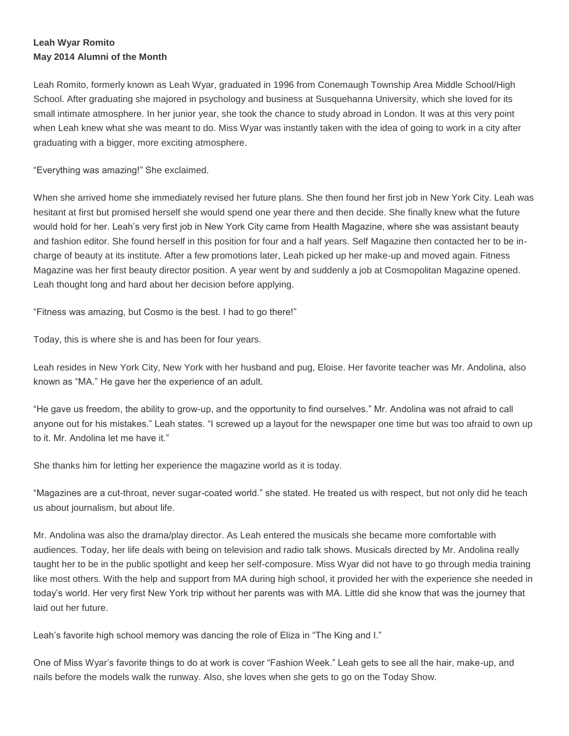**Leah Wyar Romito**
**May 2014 Alumni of the Month**

Leah Romito, formerly known as Leah Wyar, graduated in 1996 from Conemaugh Township Area Middle School/High School. After graduating she majored in psychology and business at Susquehanna University, which she loved for its small intimate atmosphere. In her junior year, she took the chance to study abroad in London. It was at this very point when Leah knew what she was meant to do. Miss Wyar was instantly taken with the idea of going to work in a city after graduating with a bigger, more exciting atmosphere.

"Everything was amazing!" She exclaimed.

When she arrived home she immediately revised her future plans. She then found her first job in New York City. Leah was hesitant at first but promised herself she would spend one year there and then decide. She finally knew what the future would hold for her. Leah's very first job in New York City came from Health Magazine, where she was assistant beauty and fashion editor. She found herself in this position for four and a half years. Self Magazine then contacted her to be in-charge of beauty at its institute. After a few promotions later, Leah picked up her make-up and moved again. Fitness Magazine was her first beauty director position. A year went by and suddenly a job at Cosmopolitan Magazine opened. Leah thought long and hard about her decision before applying.

"Fitness was amazing, but Cosmo is the best. I had to go there!"

Today, this is where she is and has been for four years.

Leah resides in New York City, New York with her husband and pug, Eloise. Her favorite teacher was Mr. Andolina, also known as "MA." He gave her the experience of an adult.

"He gave us freedom, the ability to grow-up, and the opportunity to find ourselves." Mr. Andolina was not afraid to call anyone out for his mistakes." Leah states. "I screwed up a layout for the newspaper one time but was too afraid to own up to it. Mr. Andolina let me have it."

She thanks him for letting her experience the magazine world as it is today.

"Magazines are a cut-throat, never sugar-coated world." she stated. He treated us with respect, but not only did he teach us about journalism, but about life.

Mr. Andolina was also the drama/play director. As Leah entered the musicals she became more comfortable with audiences. Today, her life deals with being on television and radio talk shows. Musicals directed by Mr. Andolina really taught her to be in the public spotlight and keep her self-composure. Miss Wyar did not have to go through media training like most others. With the help and support from MA during high school, it provided her with the experience she needed in today's world. Her very first New York trip without her parents was with MA. Little did she know that was the journey that laid out her future.

Leah's favorite high school memory was dancing the role of Eliza in "The King and I."

One of Miss Wyar's favorite things to do at work is cover "Fashion Week." Leah gets to see all the hair, make-up, and nails before the models walk the runway. Also, she loves when she gets to go on the Today Show.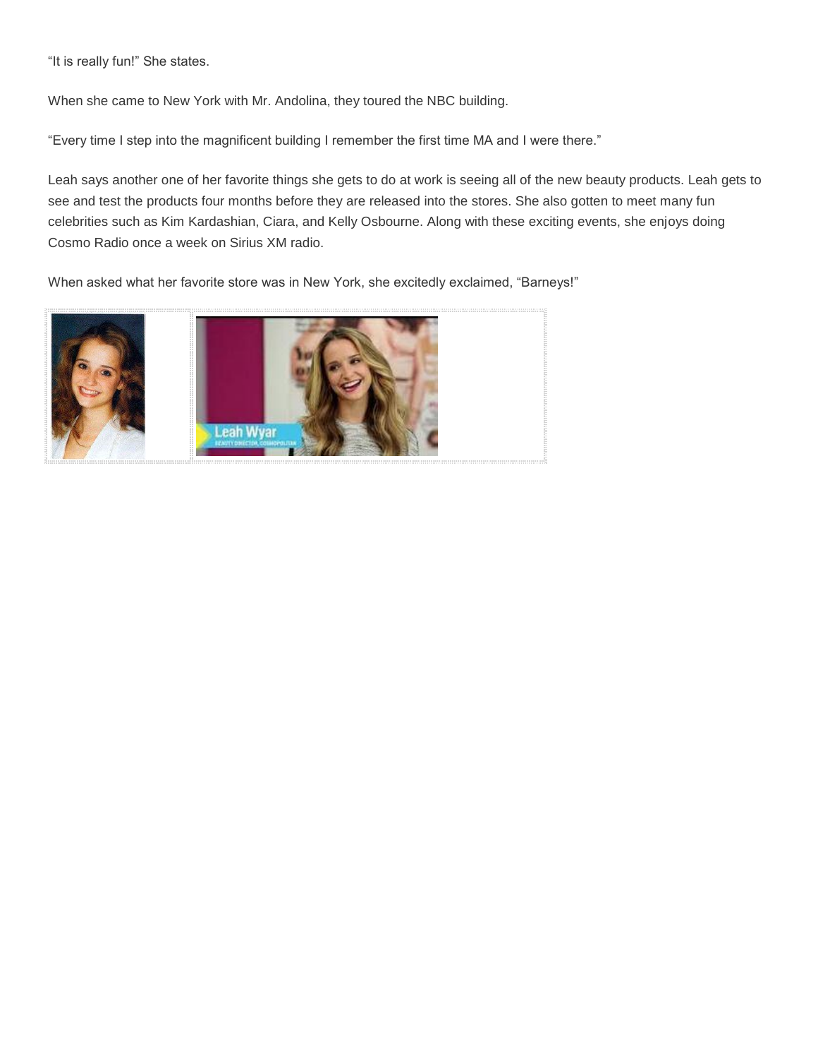“It is really fun!” She states.

When she came to New York with Mr. Andolina, they toured the NBC building.

“Every time I step into the magnificent building I remember the first time MA and I were there.”

Leah says another one of her favorite things she gets to do at work is seeing all of the new beauty products. Leah gets to see and test the products four months before they are released into the stores. She also gotten to meet many fun celebrities such as Kim Kardashian, Ciara, and Kelly Osbourne. Along with these exciting events, she enjoys doing Cosmo Radio once a week on Sirius XM radio.

When asked what her favorite store was in New York, she excitedly exclaimed, “Barneys!”